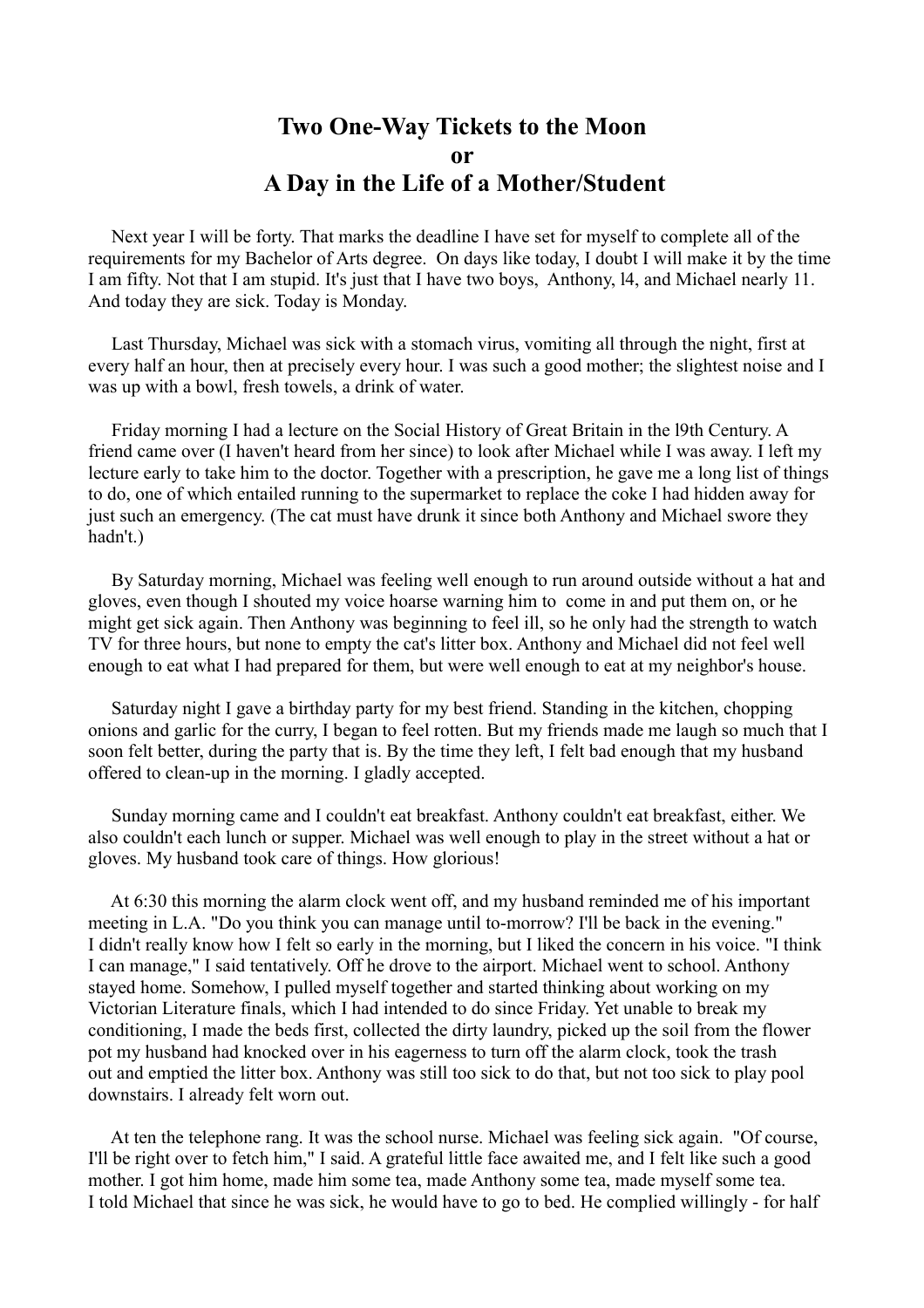# Two One-Way Tickets to the Moon
# or
# A Day in the Life of a Mother/Student

Next year I will be forty. That marks the deadline I have set for myself to complete all of the requirements for my Bachelor of Arts degree. On days like today, I doubt I will make it by the time I am fifty. Not that I am stupid. It's just that I have two boys, Anthony, l4, and Michael nearly 11. And today they are sick. Today is Monday.

Last Thursday, Michael was sick with a stomach virus, vomiting all through the night, first at every half an hour, then at precisely every hour. I was such a good mother; the slightest noise and I was up with a bowl, fresh towels, a drink of water.

Friday morning I had a lecture on the Social History of Great Britain in the l9th Century. A friend came over (I haven't heard from her since) to look after Michael while I was away. I left my lecture early to take him to the doctor. Together with a prescription, he gave me a long list of things to do, one of which entailed running to the supermarket to replace the coke I had hidden away for just such an emergency. (The cat must have drunk it since both Anthony and Michael swore they hadn't.)

By Saturday morning, Michael was feeling well enough to run around outside without a hat and gloves, even though I shouted my voice hoarse warning him to come in and put them on, or he might get sick again. Then Anthony was beginning to feel ill, so he only had the strength to watch TV for three hours, but none to empty the cat's litter box. Anthony and Michael did not feel well enough to eat what I had prepared for them, but were well enough to eat at my neighbor's house.

Saturday night I gave a birthday party for my best friend. Standing in the kitchen, chopping onions and garlic for the curry, I began to feel rotten. But my friends made me laugh so much that I soon felt better, during the party that is. By the time they left, I felt bad enough that my husband offered to clean-up in the morning. I gladly accepted.

Sunday morning came and I couldn't eat breakfast. Anthony couldn't eat breakfast, either. We also couldn't each lunch or supper. Michael was well enough to play in the street without a hat or gloves. My husband took care of things. How glorious!

At 6:30 this morning the alarm clock went off, and my husband reminded me of his important meeting in L.A. "Do you think you can manage until to-morrow? I'll be back in the evening." I didn't really know how I felt so early in the morning, but I liked the concern in his voice. "I think I can manage," I said tentatively. Off he drove to the airport. Michael went to school. Anthony stayed home. Somehow, I pulled myself together and started thinking about working on my Victorian Literature finals, which I had intended to do since Friday. Yet unable to break my conditioning, I made the beds first, collected the dirty laundry, picked up the soil from the flower pot my husband had knocked over in his eagerness to turn off the alarm clock, took the trash out and emptied the litter box. Anthony was still too sick to do that, but not too sick to play pool downstairs. I already felt worn out.

At ten the telephone rang. It was the school nurse. Michael was feeling sick again. "Of course, I'll be right over to fetch him," I said. A grateful little face awaited me, and I felt like such a good mother. I got him home, made him some tea, made Anthony some tea, made myself some tea. I told Michael that since he was sick, he would have to go to bed. He complied willingly - for half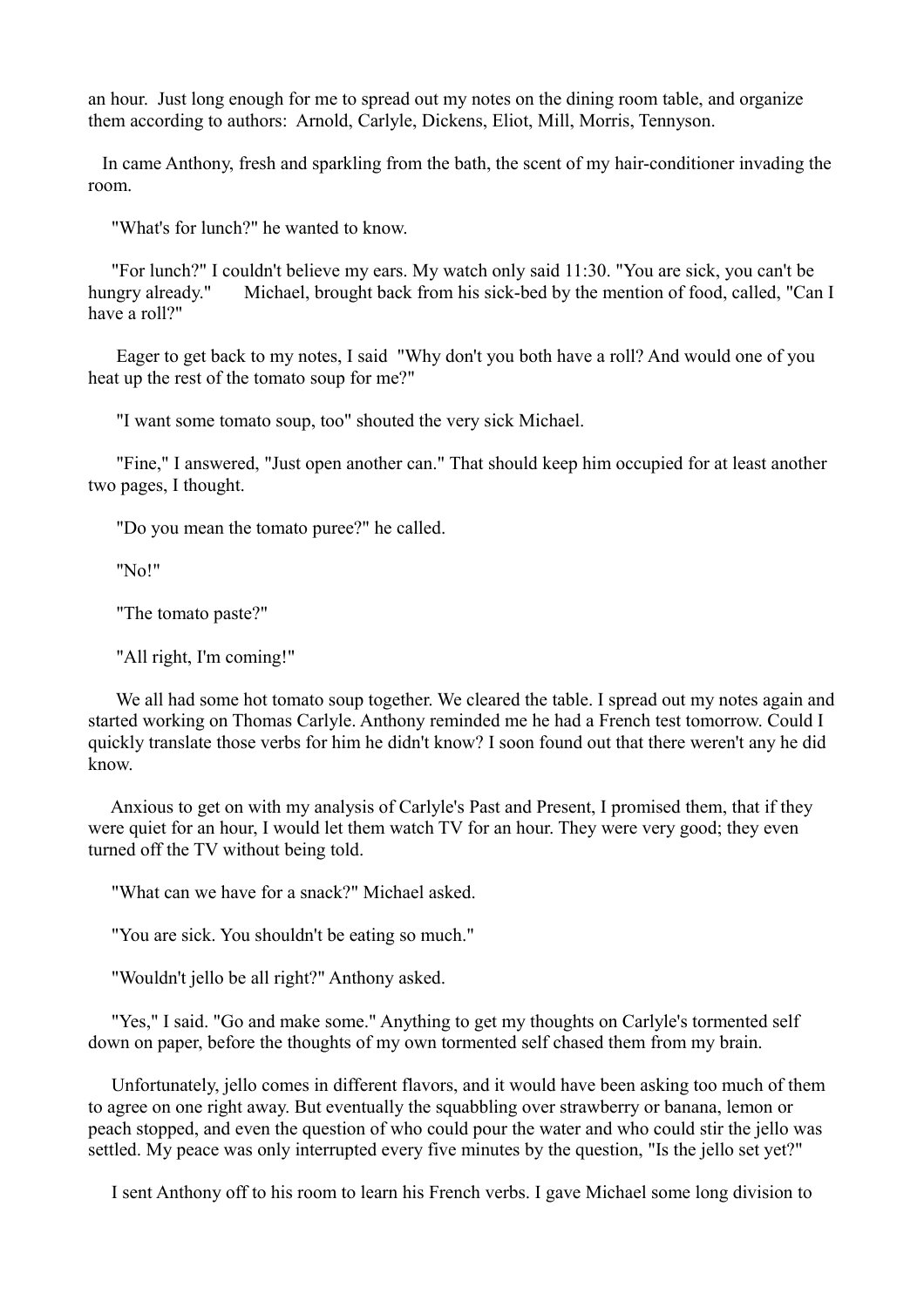an hour. Just long enough for me to spread out my notes on the dining room table, and organize them according to authors: Arnold, Carlyle, Dickens, Eliot, Mill, Morris, Tennyson.

In came Anthony, fresh and sparkling from the bath, the scent of my hair-conditioner invading the room.

"What's for lunch?" he wanted to know.

"For lunch?" I couldn't believe my ears. My watch only said 11:30. "You are sick, you can't be hungry already." Michael, brought back from his sick-bed by the mention of food, called, "Can I have a roll?"

Eager to get back to my notes, I said "Why don't you both have a roll? And would one of you heat up the rest of the tomato soup for me?"

"I want some tomato soup, too" shouted the very sick Michael.

"Fine," I answered, "Just open another can." That should keep him occupied for at least another two pages, I thought.

"Do you mean the tomato puree?" he called.

"No!"

"The tomato paste?"

"All right, I'm coming!"

We all had some hot tomato soup together. We cleared the table. I spread out my notes again and started working on Thomas Carlyle. Anthony reminded me he had a French test tomorrow. Could I quickly translate those verbs for him he didn't know? I soon found out that there weren't any he did know.

Anxious to get on with my analysis of Carlyle's Past and Present, I promised them, that if they were quiet for an hour, I would let them watch TV for an hour. They were very good; they even turned off the TV without being told.

"What can we have for a snack?" Michael asked.

"You are sick. You shouldn't be eating so much."

"Wouldn't jello be all right?" Anthony asked.

"Yes," I said. "Go and make some." Anything to get my thoughts on Carlyle's tormented self down on paper, before the thoughts of my own tormented self chased them from my brain.

Unfortunately, jello comes in different flavors, and it would have been asking too much of them to agree on one right away. But eventually the squabbling over strawberry or banana, lemon or peach stopped, and even the question of who could pour the water and who could stir the jello was settled. My peace was only interrupted every five minutes by the question, "Is the jello set yet?"

I sent Anthony off to his room to learn his French verbs. I gave Michael some long division to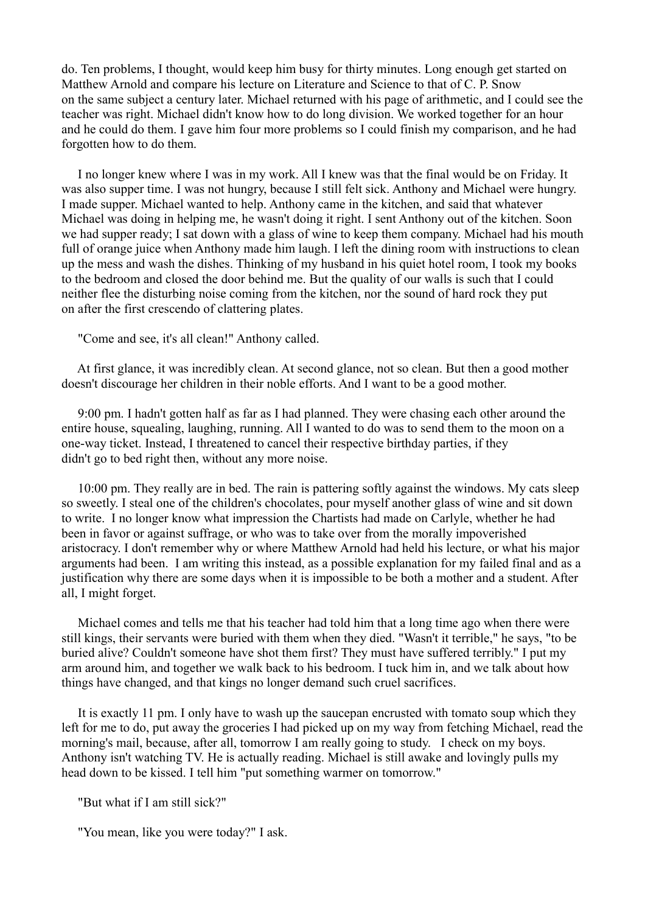do. Ten problems, I thought, would keep him busy for thirty minutes. Long enough get started on Matthew Arnold and compare his lecture on Literature and Science to that of C. P. Snow on the same subject a century later. Michael returned with his page of arithmetic, and I could see the teacher was right. Michael didn't know how to do long division. We worked together for an hour and he could do them. I gave him four more problems so I could finish my comparison, and he had forgotten how to do them.

I no longer knew where I was in my work. All I knew was that the final would be on Friday. It was also supper time. I was not hungry, because I still felt sick. Anthony and Michael were hungry. I made supper. Michael wanted to help. Anthony came in the kitchen, and said that whatever Michael was doing in helping me, he wasn't doing it right. I sent Anthony out of the kitchen. Soon we had supper ready; I sat down with a glass of wine to keep them company. Michael had his mouth full of orange juice when Anthony made him laugh. I left the dining room with instructions to clean up the mess and wash the dishes. Thinking of my husband in his quiet hotel room, I took my books to the bedroom and closed the door behind me. But the quality of our walls is such that I could neither flee the disturbing noise coming from the kitchen, nor the sound of hard rock they put on after the first crescendo of clattering plates.

"Come and see, it's all clean!" Anthony called.

At first glance, it was incredibly clean. At second glance, not so clean. But then a good mother doesn't discourage her children in their noble efforts. And I want to be a good mother.

9:00 pm. I hadn't gotten half as far as I had planned. They were chasing each other around the entire house, squealing, laughing, running. All I wanted to do was to send them to the moon on a one-way ticket. Instead, I threatened to cancel their respective birthday parties, if they didn't go to bed right then, without any more noise.

10:00 pm. They really are in bed. The rain is pattering softly against the windows. My cats sleep so sweetly. I steal one of the children's chocolates, pour myself another glass of wine and sit down to write. I no longer know what impression the Chartists had made on Carlyle, whether he had been in favor or against suffrage, or who was to take over from the morally impoverished aristocracy. I don't remember why or where Matthew Arnold had held his lecture, or what his major arguments had been. I am writing this instead, as a possible explanation for my failed final and as a justification why there are some days when it is impossible to be both a mother and a student. After all, I might forget.

Michael comes and tells me that his teacher had told him that a long time ago when there were still kings, their servants were buried with them when they died. "Wasn't it terrible," he says, "to be buried alive? Couldn't someone have shot them first? They must have suffered terribly." I put my arm around him, and together we walk back to his bedroom. I tuck him in, and we talk about how things have changed, and that kings no longer demand such cruel sacrifices.

It is exactly 11 pm. I only have to wash up the saucepan encrusted with tomato soup which they left for me to do, put away the groceries I had picked up on my way from fetching Michael, read the morning's mail, because, after all, tomorrow I am really going to study. I check on my boys. Anthony isn't watching TV. He is actually reading. Michael is still awake and lovingly pulls my head down to be kissed. I tell him "put something warmer on tomorrow."

"But what if I am still sick?"

"You mean, like you were today?" I ask.